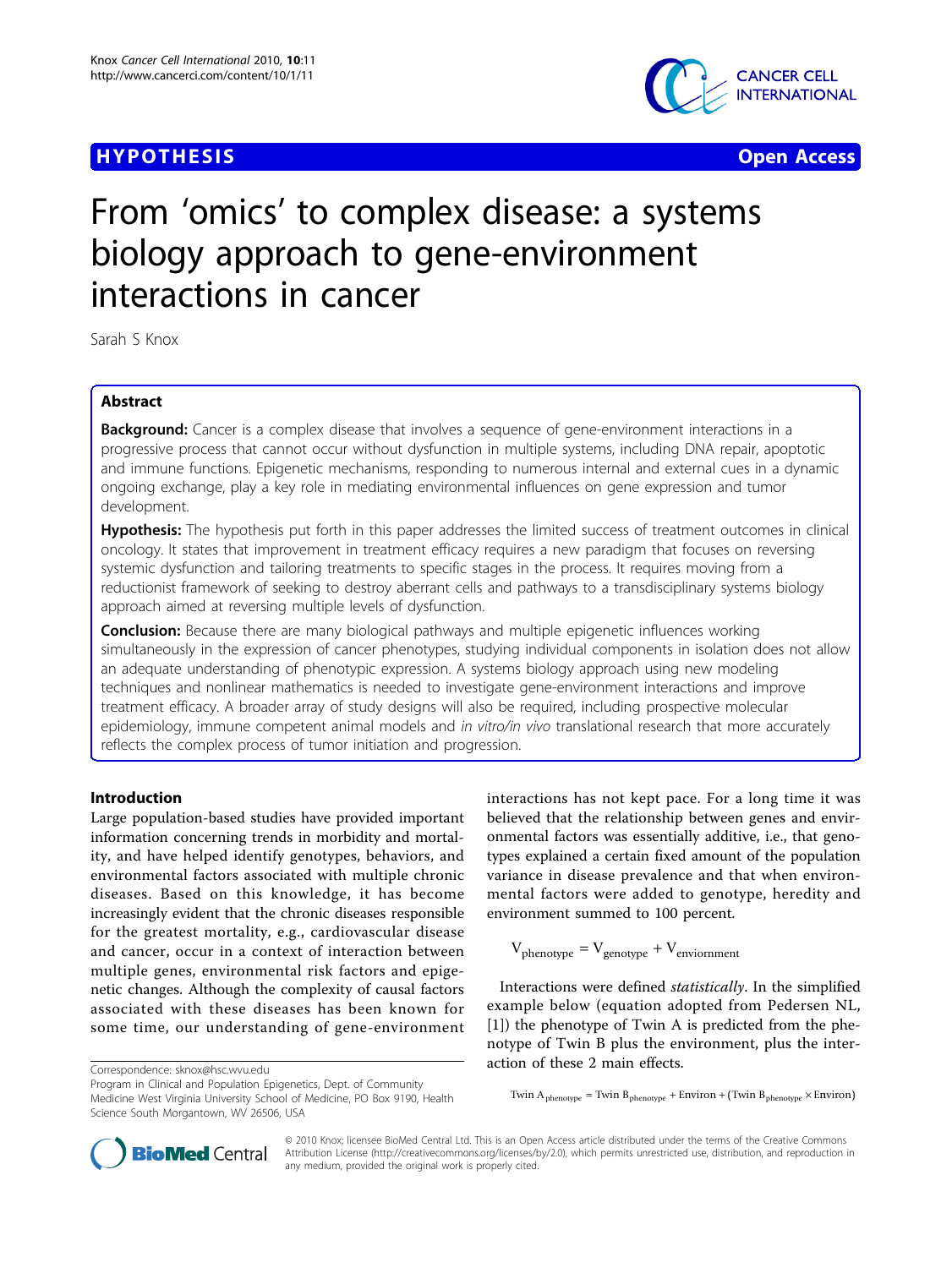HYPOTHESIS Open Access

# From 'omics' to complex disease: a systems biology approach to gene-environment interactions in cancer

Sarah S Knox

## Abstract

**Background:** Cancer is a complex disease that involves a sequence of gene-environment interactions in a progressive process that cannot occur without dysfunction in multiple systems, including DNA repair, apoptotic and immune functions. Epigenetic mechanisms, responding to numerous internal and external cues in a dynamic ongoing exchange, play a key role in mediating environmental influences on gene expression and tumor development.

**Hypothesis:** The hypothesis put forth in this paper addresses the limited success of treatment outcomes in clinical oncology. It states that improvement in treatment efficacy requires a new paradigm that focuses on reversing systemic dysfunction and tailoring treatments to specific stages in the process. It requires moving from a reductionist framework of seeking to destroy aberrant cells and pathways to a transdisciplinary systems biology approach aimed at reversing multiple levels of dysfunction.

**Conclusion:** Because there are many biological pathways and multiple epigenetic influences working simultaneously in the expression of cancer phenotypes, studying individual components in isolation does not allow an adequate understanding of phenotypic expression. A systems biology approach using new modeling techniques and nonlinear mathematics is needed to investigate gene-environment interactions and improve treatment efficacy. A broader array of study designs will also be required, including prospective molecular epidemiology, immune competent animal models and *in vitro/in vivo* translational research that more accurately reflects the complex process of tumor initiation and progression.

## Introduction

Large population-based studies have provided important information concerning trends in morbidity and mortality, and have helped identify genotypes, behaviors, and environmental factors associated with multiple chronic diseases. Based on this knowledge, it has become increasingly evident that the chronic diseases responsible for the greatest mortality, e.g., cardiovascular disease and cancer, occur in a context of interaction between multiple genes, environmental risk factors and epigenetic changes. Although the complexity of causal factors associated with these diseases has been known for some time, our understanding of gene-environment interactions has not kept pace. For a long time it was believed that the relationship between genes and environmental factors was essentially additive, i.e., that genotypes explained a certain fixed amount of the population variance in disease prevalence and that when environmental factors were added to genotype, heredity and environment summed to 100 percent.

$$V_{phenotype} = V_{genotype} + V_{enviornment}$$

Interactions were defined *statistically*. In the simplified example below (equation adopted from Pedersen NL, [1]) the phenotype of Twin A is predicted from the phenotype of Twin B plus the environment, plus the interaction of these 2 main effects.

$$\text{Twin A}_{phenotype} = \text{Twin B}_{phenotype} + \text{Environ} + (\text{Twin B}_{phenotype} \times \text{Environ})$$

Correspondence: sknox@hsc.wvu.edu

Program in Clinical and Population Epigenetics, Dept. of Community Medicine West Virginia University School of Medicine, PO Box 9190, Health Science South Morgantown, WV 26506, USA

© 2010 Knox; licensee BioMed Central Ltd. This is an Open Access article distributed under the terms of the Creative Commons Attribution License (http://creativecommons.org/licenses/by/2.0), which permits unrestricted use, distribution, and reproduction in any medium, provided the original work is properly cited.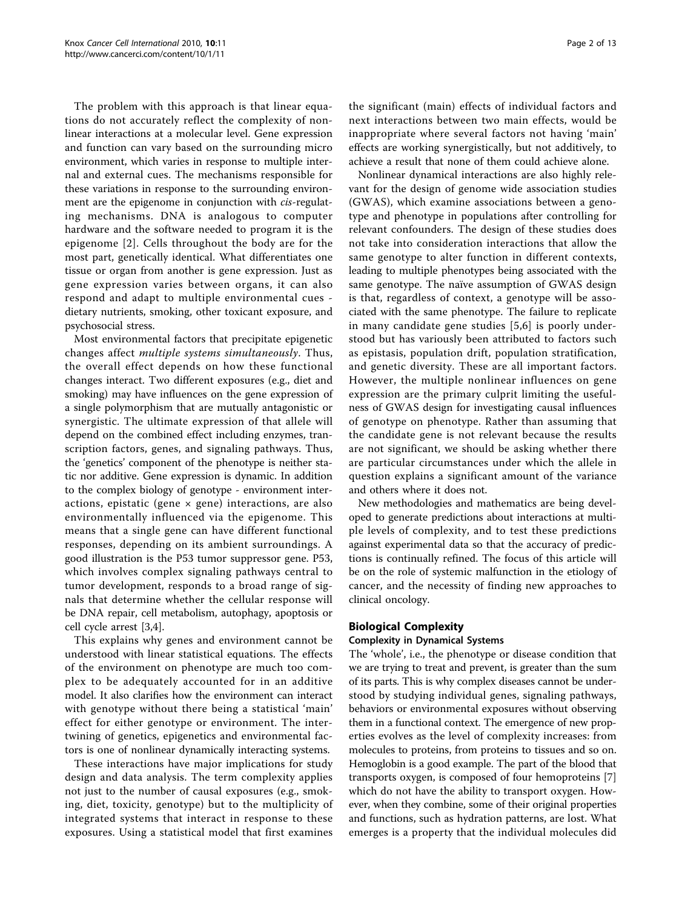The problem with this approach is that linear equations do not accurately reflect the complexity of nonlinear interactions at a molecular level. Gene expression and function can vary based on the surrounding micro environment, which varies in response to multiple internal and external cues. The mechanisms responsible for these variations in response to the surrounding environment are the epigenome in conjunction with *cis*-regulating mechanisms. DNA is analogous to computer hardware and the software needed to program it is the epigenome [2]. Cells throughout the body are for the most part, genetically identical. What differentiates one tissue or organ from another is gene expression. Just as gene expression varies between organs, it can also respond and adapt to multiple environmental cues - dietary nutrients, smoking, other toxicant exposure, and psychosocial stress.

Most environmental factors that precipitate epigenetic changes affect *multiple systems simultaneously*. Thus, the overall effect depends on how these functional changes interact. Two different exposures (e.g., diet and smoking) may have influences on the gene expression of a single polymorphism that are mutually antagonistic or synergistic. The ultimate expression of that allele will depend on the combined effect including enzymes, transcription factors, genes, and signaling pathways. Thus, the 'genetics' component of the phenotype is neither static nor additive. Gene expression is dynamic. In addition to the complex biology of genotype - environment interactions, epistatic (gene × gene) interactions, are also environmentally influenced via the epigenome. This means that a single gene can have different functional responses, depending on its ambient surroundings. A good illustration is the P53 tumor suppressor gene. P53, which involves complex signaling pathways central to tumor development, responds to a broad range of signals that determine whether the cellular response will be DNA repair, cell metabolism, autophagy, apoptosis or cell cycle arrest [3,4].

This explains why genes and environment cannot be understood with linear statistical equations. The effects of the environment on phenotype are much too complex to be adequately accounted for in an additive model. It also clarifies how the environment can interact with genotype without there being a statistical 'main' effect for either genotype or environment. The intertwining of genetics, epigenetics and environmental factors is one of nonlinear dynamically interacting systems.

These interactions have major implications for study design and data analysis. The term complexity applies not just to the number of causal exposures (e.g., smoking, diet, toxicity, genotype) but to the multiplicity of integrated systems that interact in response to these exposures. Using a statistical model that first examines the significant (main) effects of individual factors and next interactions between two main effects, would be inappropriate where several factors not having 'main' effects are working synergistically, but not additively, to achieve a result that none of them could achieve alone.

Nonlinear dynamical interactions are also highly relevant for the design of genome wide association studies (GWAS), which examine associations between a genotype and phenotype in populations after controlling for relevant confounders. The design of these studies does not take into consideration interactions that allow the same genotype to alter function in different contexts, leading to multiple phenotypes being associated with the same genotype. The naïve assumption of GWAS design is that, regardless of context, a genotype will be associated with the same phenotype. The failure to replicate in many candidate gene studies [5,6] is poorly understood but has variously been attributed to factors such as epistasis, population drift, population stratification, and genetic diversity. These are all important factors. However, the multiple nonlinear influences on gene expression are the primary culprit limiting the usefulness of GWAS design for investigating causal influences of genotype on phenotype. Rather than assuming that the candidate gene is not relevant because the results are not significant, we should be asking whether there are particular circumstances under which the allele in question explains a significant amount of the variance and others where it does not.

New methodologies and mathematics are being developed to generate predictions about interactions at multiple levels of complexity, and to test these predictions against experimental data so that the accuracy of predictions is continually refined. The focus of this article will be on the role of systemic malfunction in the etiology of cancer, and the necessity of finding new approaches to clinical oncology.

## Biological Complexity

### Complexity in Dynamical Systems

The 'whole', i.e., the phenotype or disease condition that we are trying to treat and prevent, is greater than the sum of its parts. This is why complex diseases cannot be understood by studying individual genes, signaling pathways, behaviors or environmental exposures without observing them in a functional context. The emergence of new properties evolves as the level of complexity increases: from molecules to proteins, from proteins to tissues and so on. Hemoglobin is a good example. The part of the blood that transports oxygen, is composed of four hemoproteins [7] which do not have the ability to transport oxygen. However, when they combine, some of their original properties and functions, such as hydration patterns, are lost. What emerges is a property that the individual molecules did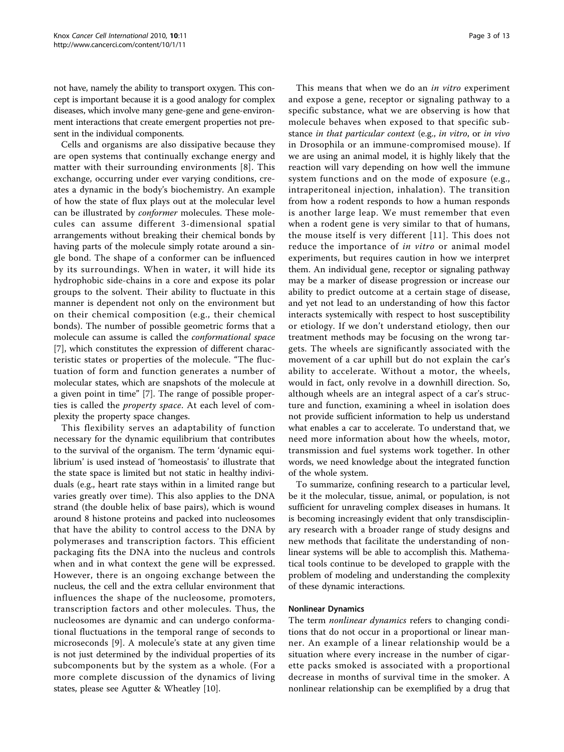not have, namely the ability to transport oxygen. This concept is important because it is a good analogy for complex diseases, which involve many gene-gene and gene-environment interactions that create emergent properties not present in the individual components.

Cells and organisms are also dissipative because they are open systems that continually exchange energy and matter with their surrounding environments [8]. This exchange, occurring under ever varying conditions, creates a dynamic in the body's biochemistry. An example of how the state of flux plays out at the molecular level can be illustrated by *conformer* molecules. These molecules can assume different 3-dimensional spatial arrangements without breaking their chemical bonds by having parts of the molecule simply rotate around a single bond. The shape of a conformer can be influenced by its surroundings. When in water, it will hide its hydrophobic side-chains in a core and expose its polar groups to the solvent. Their ability to fluctuate in this manner is dependent not only on the environment but on their chemical composition (e.g., their chemical bonds). The number of possible geometric forms that a molecule can assume is called the *conformational space* [7], which constitutes the expression of different characteristic states or properties of the molecule. "The fluctuation of form and function generates a number of molecular states, which are snapshots of the molecule at a given point in time" [7]. The range of possible properties is called the *property space*. At each level of complexity the property space changes.

This flexibility serves an adaptability of function necessary for the dynamic equilibrium that contributes to the survival of the organism. The term 'dynamic equilibrium' is used instead of 'homeostasis' to illustrate that the state space is limited but not static in healthy individuals (e.g., heart rate stays within in a limited range but varies greatly over time). This also applies to the DNA strand (the double helix of base pairs), which is wound around 8 histone proteins and packed into nucleosomes that have the ability to control access to the DNA by polymerases and transcription factors. This efficient packaging fits the DNA into the nucleus and controls when and in what context the gene will be expressed. However, there is an ongoing exchange between the nucleus, the cell and the extra cellular environment that influences the shape of the nucleosome, promoters, transcription factors and other molecules. Thus, the nucleosomes are dynamic and can undergo conformational fluctuations in the temporal range of seconds to microseconds [9]. A molecule's state at any given time is not just determined by the individual properties of its subcomponents but by the system as a whole. (For a more complete discussion of the dynamics of living states, please see Agutter & Wheatley [10].

This means that when we do an *in vitro* experiment and expose a gene, receptor or signaling pathway to a specific substance, what we are observing is how that molecule behaves when exposed to that specific substance *in that particular context* (e.g., *in vitro*, or *in vivo* in Drosophila or an immune-compromised mouse). If we are using an animal model, it is highly likely that the reaction will vary depending on how well the immune system functions and on the mode of exposure (e.g., intraperitoneal injection, inhalation). The transition from how a rodent responds to how a human responds is another large leap. We must remember that even when a rodent gene is very similar to that of humans, the mouse itself is very different [11]. This does not reduce the importance of *in vitro* or animal model experiments, but requires caution in how we interpret them. An individual gene, receptor or signaling pathway may be a marker of disease progression or increase our ability to predict outcome at a certain stage of disease, and yet not lead to an understanding of how this factor interacts systemically with respect to host susceptibility or etiology. If we don't understand etiology, then our treatment methods may be focusing on the wrong targets. The wheels are significantly associated with the movement of a car uphill but do not explain the car's ability to accelerate. Without a motor, the wheels, would in fact, only revolve in a downhill direction. So, although wheels are an integral aspect of a car's structure and function, examining a wheel in isolation does not provide sufficient information to help us understand what enables a car to accelerate. To understand that, we need more information about how the wheels, motor, transmission and fuel systems work together. In other words, we need knowledge about the integrated function of the whole system.

To summarize, confining research to a particular level, be it the molecular, tissue, animal, or population, is not sufficient for unraveling complex diseases in humans. It is becoming increasingly evident that only transdisciplinary research with a broader range of study designs and new methods that facilitate the understanding of nonlinear systems will be able to accomplish this. Mathematical tools continue to be developed to grapple with the problem of modeling and understanding the complexity of these dynamic interactions.

### Nonlinear Dynamics

The term *nonlinear dynamics* refers to changing conditions that do not occur in a proportional or linear manner. An example of a linear relationship would be a situation where every increase in the number of cigarette packs smoked is associated with a proportional decrease in months of survival time in the smoker. A nonlinear relationship can be exemplified by a drug that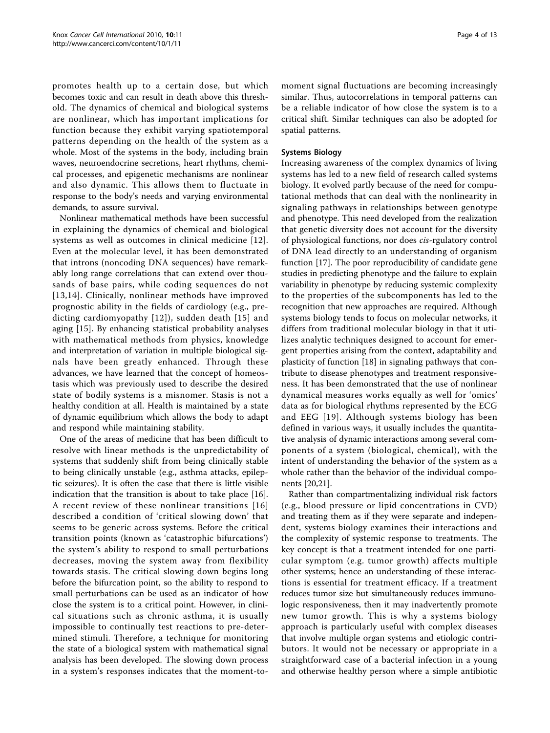promotes health up to a certain dose, but which becomes toxic and can result in death above this threshold. The dynamics of chemical and biological systems are nonlinear, which has important implications for function because they exhibit varying spatiotemporal patterns depending on the health of the system as a whole. Most of the systems in the body, including brain waves, neuroendocrine secretions, heart rhythms, chemical processes, and epigenetic mechanisms are nonlinear and also dynamic. This allows them to fluctuate in response to the body's needs and varying environmental demands, to assure survival.

Nonlinear mathematical methods have been successful in explaining the dynamics of chemical and biological systems as well as outcomes in clinical medicine [12]. Even at the molecular level, it has been demonstrated that introns (noncoding DNA sequences) have remarkably long range correlations that can extend over thousands of base pairs, while coding sequences do not [13,14]. Clinically, nonlinear methods have improved prognostic ability in the fields of cardiology (e.g., predicting cardiomyopathy [12]), sudden death [15] and aging [15]. By enhancing statistical probability analyses with mathematical methods from physics, knowledge and interpretation of variation in multiple biological signals have been greatly enhanced. Through these advances, we have learned that the concept of homeostasis which was previously used to describe the desired state of bodily systems is a misnomer. Stasis is not a healthy condition at all. Health is maintained by a state of dynamic equilibrium which allows the body to adapt and respond while maintaining stability.

One of the areas of medicine that has been difficult to resolve with linear methods is the unpredictability of systems that suddenly shift from being clinically stable to being clinically unstable (e.g., asthma attacks, epileptic seizures). It is often the case that there is little visible indication that the transition is about to take place [16]. A recent review of these nonlinear transitions [16] described a condition of 'critical slowing down' that seems to be generic across systems. Before the critical transition points (known as 'catastrophic bifurcations') the system's ability to respond to small perturbations decreases, moving the system away from flexibility towards stasis. The critical slowing down begins long before the bifurcation point, so the ability to respond to small perturbations can be used as an indicator of how close the system is to a critical point. However, in clinical situations such as chronic asthma, it is usually impossible to continually test reactions to pre-determined stimuli. Therefore, a technique for monitoring the state of a biological system with mathematical signal analysis has been developed. The slowing down process in a system's responses indicates that the moment-to-moment signal fluctuations are becoming increasingly similar. Thus, autocorrelations in temporal patterns can be a reliable indicator of how close the system is to a critical shift. Similar techniques can also be adopted for spatial patterns.

## Systems Biology

Increasing awareness of the complex dynamics of living systems has led to a new field of research called systems biology. It evolved partly because of the need for computational methods that can deal with the nonlinearity in signaling pathways in relationships between genotype and phenotype. This need developed from the realization that genetic diversity does not account for the diversity of physiological functions, nor does *cis*-rgulatory control of DNA lead directly to an understanding of organism function [17]. The poor reproducibility of candidate gene studies in predicting phenotype and the failure to explain variability in phenotype by reducing systemic complexity to the properties of the subcomponents has led to the recognition that new approaches are required. Although systems biology tends to focus on molecular networks, it differs from traditional molecular biology in that it utilizes analytic techniques designed to account for emergent properties arising from the context, adaptability and plasticity of function [18] in signaling pathways that contribute to disease phenotypes and treatment responsiveness. It has been demonstrated that the use of nonlinear dynamical measures works equally as well for 'omics' data as for biological rhythms represented by the ECG and EEG [19]. Although systems biology has been defined in various ways, it usually includes the quantitative analysis of dynamic interactions among several components of a system (biological, chemical), with the intent of understanding the behavior of the system as a whole rather than the behavior of the individual components [20,21].

Rather than compartmentalizing individual risk factors (e.g., blood pressure or lipid concentrations in CVD) and treating them as if they were separate and independent, systems biology examines their interactions and the complexity of systemic response to treatments. The key concept is that a treatment intended for one particular symptom (e.g. tumor growth) affects multiple other systems; hence an understanding of these interactions is essential for treatment efficacy. If a treatment reduces tumor size but simultaneously reduces immunologic responsiveness, then it may inadvertently promote new tumor growth. This is why a systems biology approach is particularly useful with complex diseases that involve multiple organ systems and etiologic contributors. It would not be necessary or appropriate in a straightforward case of a bacterial infection in a young and otherwise healthy person where a simple antibiotic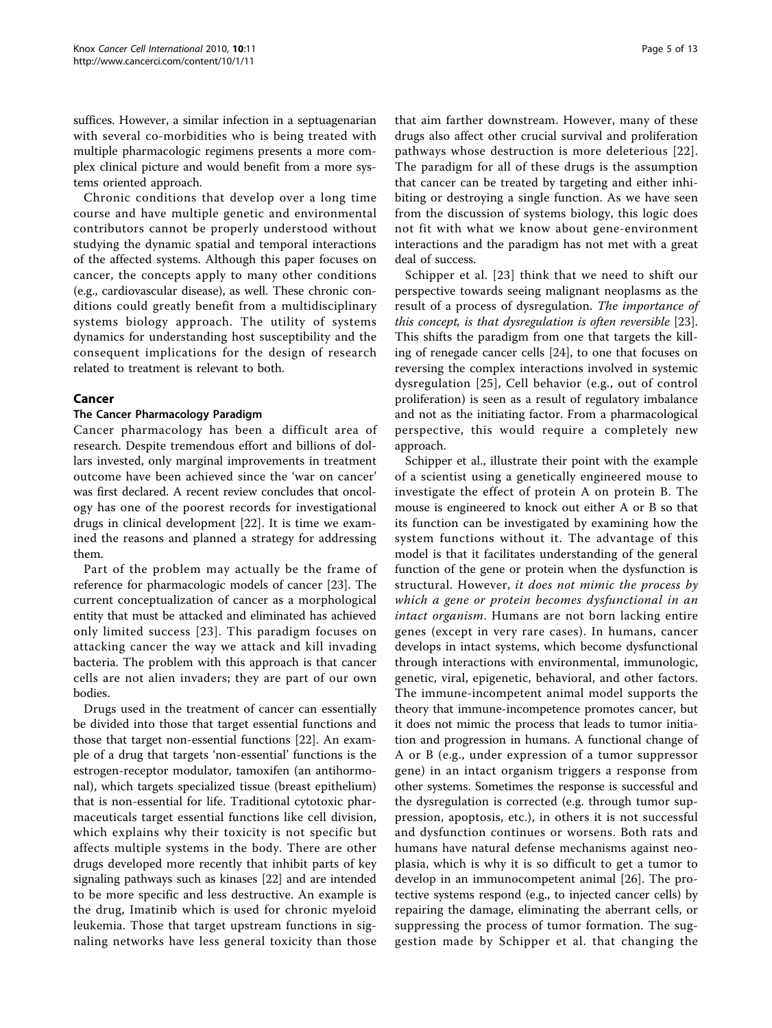suffices. However, a similar infection in a septuagenarian with several co-morbidities who is being treated with multiple pharmacologic regimens presents a more complex clinical picture and would benefit from a more systems oriented approach.

Chronic conditions that develop over a long time course and have multiple genetic and environmental contributors cannot be properly understood without studying the dynamic spatial and temporal interactions of the affected systems. Although this paper focuses on cancer, the concepts apply to many other conditions (e.g., cardiovascular disease), as well. These chronic conditions could greatly benefit from a multidisciplinary systems biology approach. The utility of systems dynamics for understanding host susceptibility and the consequent implications for the design of research related to treatment is relevant to both.

## Cancer

### The Cancer Pharmacology Paradigm

Cancer pharmacology has been a difficult area of research. Despite tremendous effort and billions of dollars invested, only marginal improvements in treatment outcome have been achieved since the 'war on cancer' was first declared. A recent review concludes that oncology has one of the poorest records for investigational drugs in clinical development [22]. It is time we examined the reasons and planned a strategy for addressing them.

Part of the problem may actually be the frame of reference for pharmacologic models of cancer [23]. The current conceptualization of cancer as a morphological entity that must be attacked and eliminated has achieved only limited success [23]. This paradigm focuses on attacking cancer the way we attack and kill invading bacteria. The problem with this approach is that cancer cells are not alien invaders; they are part of our own bodies.

Drugs used in the treatment of cancer can essentially be divided into those that target essential functions and those that target non-essential functions [22]. An example of a drug that targets 'non-essential' functions is the estrogen-receptor modulator, tamoxifen (an antihormonal), which targets specialized tissue (breast epithelium) that is non-essential for life. Traditional cytotoxic pharmaceuticals target essential functions like cell division, which explains why their toxicity is not specific but affects multiple systems in the body. There are other drugs developed more recently that inhibit parts of key signaling pathways such as kinases [22] and are intended to be more specific and less destructive. An example is the drug, Imatinib which is used for chronic myeloid leukemia. Those that target upstream functions in signaling networks have less general toxicity than those that aim farther downstream. However, many of these drugs also affect other crucial survival and proliferation pathways whose destruction is more deleterious [22]. The paradigm for all of these drugs is the assumption that cancer can be treated by targeting and either inhibiting or destroying a single function. As we have seen from the discussion of systems biology, this logic does not fit with what we know about gene-environment interactions and the paradigm has not met with a great deal of success.

Schipper et al. [23] think that we need to shift our perspective towards seeing malignant neoplasms as the result of a process of dysregulation. *The importance of this concept, is that dysregulation is often reversible* [23]. This shifts the paradigm from one that targets the killing of renegade cancer cells [24], to one that focuses on reversing the complex interactions involved in systemic dysregulation [25], Cell behavior (e.g., out of control proliferation) is seen as a result of regulatory imbalance and not as the initiating factor. From a pharmacological perspective, this would require a completely new approach.

Schipper et al., illustrate their point with the example of a scientist using a genetically engineered mouse to investigate the effect of protein A on protein B. The mouse is engineered to knock out either A or B so that its function can be investigated by examining how the system functions without it. The advantage of this model is that it facilitates understanding of the general function of the gene or protein when the dysfunction is structural. However, *it does not mimic the process by which a gene or protein becomes dysfunctional in an intact organism*. Humans are not born lacking entire genes (except in very rare cases). In humans, cancer develops in intact systems, which become dysfunctional through interactions with environmental, immunologic, genetic, viral, epigenetic, behavioral, and other factors. The immune-incompetent animal model supports the theory that immune-incompetence promotes cancer, but it does not mimic the process that leads to tumor initiation and progression in humans. A functional change of A or B (e.g., under expression of a tumor suppressor gene) in an intact organism triggers a response from other systems. Sometimes the response is successful and the dysregulation is corrected (e.g. through tumor suppression, apoptosis, etc.), in others it is not successful and dysfunction continues or worsens. Both rats and humans have natural defense mechanisms against neoplasia, which is why it is so difficult to get a tumor to develop in an immunocompetent animal [26]. The protective systems respond (e.g., to injected cancer cells) by repairing the damage, eliminating the aberrant cells, or suppressing the process of tumor formation. The suggestion made by Schipper et al. that changing the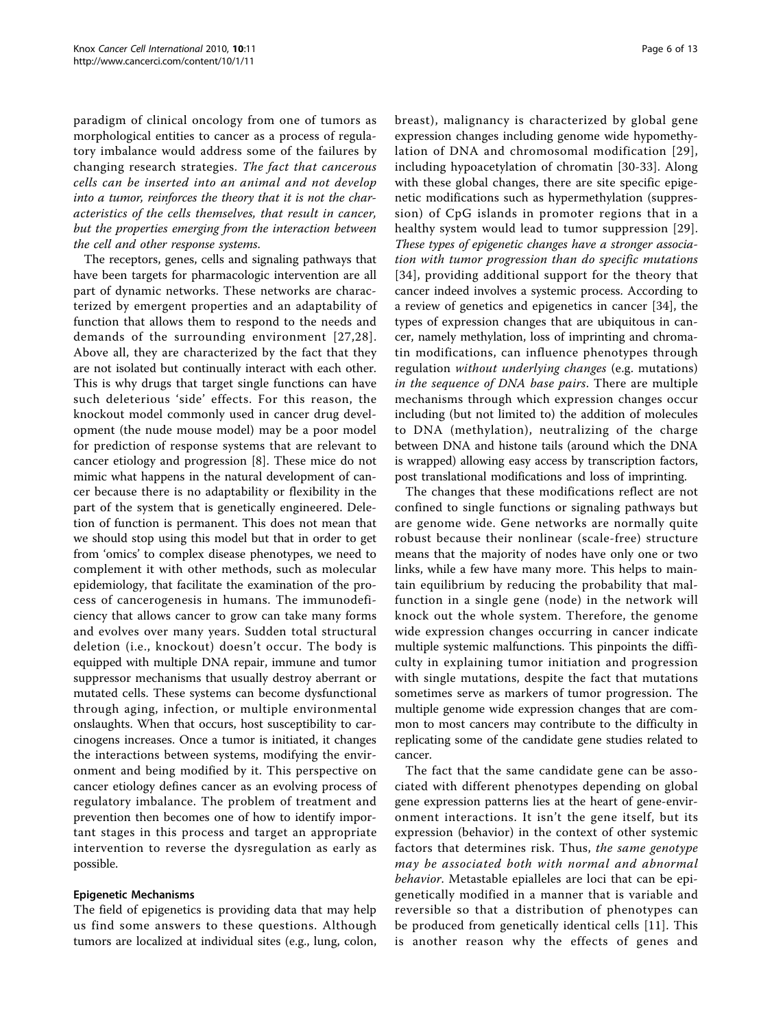paradigm of clinical oncology from one of tumors as morphological entities to cancer as a process of regulatory imbalance would address some of the failures by changing research strategies. *The fact that cancerous cells can be inserted into an animal and not develop into a tumor, reinforces the theory that it is not the characteristics of the cells themselves, that result in cancer, but the properties emerging from the interaction between the cell and other response systems.*

The receptors, genes, cells and signaling pathways that have been targets for pharmacologic intervention are all part of dynamic networks. These networks are characterized by emergent properties and an adaptability of function that allows them to respond to the needs and demands of the surrounding environment [27,28]. Above all, they are characterized by the fact that they are not isolated but continually interact with each other. This is why drugs that target single functions can have such deleterious 'side' effects. For this reason, the knockout model commonly used in cancer drug development (the nude mouse model) may be a poor model for prediction of response systems that are relevant to cancer etiology and progression [8]. These mice do not mimic what happens in the natural development of cancer because there is no adaptability or flexibility in the part of the system that is genetically engineered. Deletion of function is permanent. This does not mean that we should stop using this model but that in order to get from 'omics' to complex disease phenotypes, we need to complement it with other methods, such as molecular epidemiology, that facilitate the examination of the process of cancerogenesis in humans. The immunodeficiency that allows cancer to grow can take many forms and evolves over many years. Sudden total structural deletion (i.e., knockout) doesn't occur. The body is equipped with multiple DNA repair, immune and tumor suppressor mechanisms that usually destroy aberrant or mutated cells. These systems can become dysfunctional through aging, infection, or multiple environmental onslaughts. When that occurs, host susceptibility to carcinogens increases. Once a tumor is initiated, it changes the interactions between systems, modifying the environment and being modified by it. This perspective on cancer etiology defines cancer as an evolving process of regulatory imbalance. The problem of treatment and prevention then becomes one of how to identify important stages in this process and target an appropriate intervention to reverse the dysregulation as early as possible.

## Epigenetic Mechanisms

The field of epigenetics is providing data that may help us find some answers to these questions. Although tumors are localized at individual sites (e.g., lung, colon, breast), malignancy is characterized by global gene expression changes including genome wide hypomethylation of DNA and chromosomal modification [29], including hypoacetylation of chromatin [30-33]. Along with these global changes, there are site specific epigenetic modifications such as hypermethylation (suppression) of CpG islands in promoter regions that in a healthy system would lead to tumor suppression [29]. *These types of epigenetic changes have a stronger association with tumor progression than do specific mutations* [34], providing additional support for the theory that cancer indeed involves a systemic process. According to a review of genetics and epigenetics in cancer [34], the types of expression changes that are ubiquitous in cancer, namely methylation, loss of imprinting and chromatin modifications, can influence phenotypes through regulation *without underlying changes* (e.g. mutations) *in the sequence of DNA base pairs*. There are multiple mechanisms through which expression changes occur including (but not limited to) the addition of molecules to DNA (methylation), neutralizing of the charge between DNA and histone tails (around which the DNA is wrapped) allowing easy access by transcription factors, post translational modifications and loss of imprinting.

The changes that these modifications reflect are not confined to single functions or signaling pathways but are genome wide. Gene networks are normally quite robust because their nonlinear (scale-free) structure means that the majority of nodes have only one or two links, while a few have many more. This helps to maintain equilibrium by reducing the probability that malfunction in a single gene (node) in the network will knock out the whole system. Therefore, the genome wide expression changes occurring in cancer indicate multiple systemic malfunctions. This pinpoints the difficulty in explaining tumor initiation and progression with single mutations, despite the fact that mutations sometimes serve as markers of tumor progression. The multiple genome wide expression changes that are common to most cancers may contribute to the difficulty in replicating some of the candidate gene studies related to cancer.

The fact that the same candidate gene can be associated with different phenotypes depending on global gene expression patterns lies at the heart of gene-environment interactions. It isn't the gene itself, but its expression (behavior) in the context of other systemic factors that determines risk. Thus, *the same genotype may be associated both with normal and abnormal behavior*. Metastable epialleles are loci that can be epigenetically modified in a manner that is variable and reversible so that a distribution of phenotypes can be produced from genetically identical cells [11]. This is another reason why the effects of genes and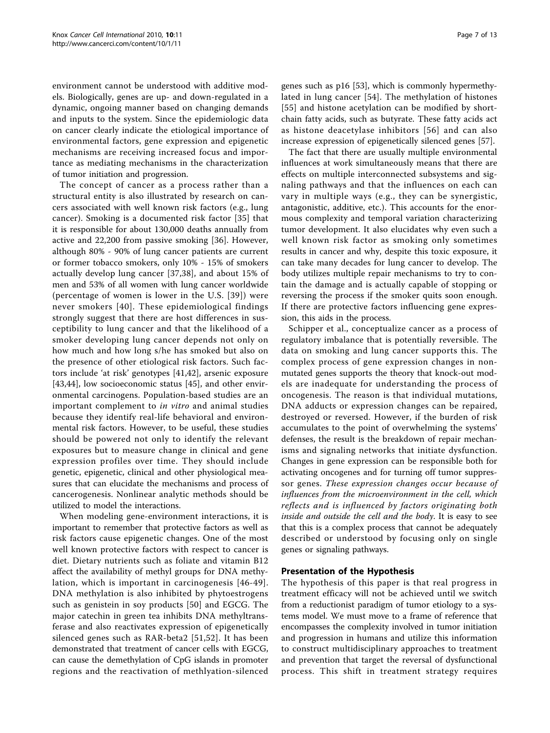environment cannot be understood with additive models. Biologically, genes are up- and down-regulated in a dynamic, ongoing manner based on changing demands and inputs to the system. Since the epidemiologic data on cancer clearly indicate the etiological importance of environmental factors, gene expression and epigenetic mechanisms are receiving increased focus and importance as mediating mechanisms in the characterization of tumor initiation and progression.

The concept of cancer as a process rather than a structural entity is also illustrated by research on cancers associated with well known risk factors (e.g., lung cancer). Smoking is a documented risk factor [35] that it is responsible for about 130,000 deaths annually from active and 22,200 from passive smoking [36]. However, although 80% - 90% of lung cancer patients are current or former tobacco smokers, only 10% - 15% of smokers actually develop lung cancer [37,38], and about 15% of men and 53% of all women with lung cancer worldwide (percentage of women is lower in the U.S. [39]) were never smokers [40]. These epidemiological findings strongly suggest that there are host differences in susceptibility to lung cancer and that the likelihood of a smoker developing lung cancer depends not only on how much and how long s/he has smoked but also on the presence of other etiological risk factors. Such factors include 'at risk' genotypes [41,42], arsenic exposure [43,44], low socioeconomic status [45], and other environmental carcinogens. Population-based studies are an important complement to *in vitro* and animal studies because they identify real-life behavioral and environmental risk factors. However, to be useful, these studies should be powered not only to identify the relevant exposures but to measure change in clinical and gene expression profiles over time. They should include genetic, epigenetic, clinical and other physiological measures that can elucidate the mechanisms and process of cancerogenesis. Nonlinear analytic methods should be utilized to model the interactions.

When modeling gene-environment interactions, it is important to remember that protective factors as well as risk factors cause epigenetic changes. One of the most well known protective factors with respect to cancer is diet. Dietary nutrients such as foliate and vitamin B12 affect the availability of methyl groups for DNA methylation, which is important in carcinogenesis [46-49]. DNA methylation is also inhibited by phytoestrogens such as genistein in soy products [50] and EGCG. The major catechin in green tea inhibits DNA methyltransferase and also reactivates expression of epigenetically silenced genes such as RAR-beta2 [51,52]. It has been demonstrated that treatment of cancer cells with EGCG, can cause the demethylation of CpG islands in promoter regions and the reactivation of methlyation-silenced genes such as p16 [53], which is commonly hypermethylated in lung cancer [54]. The methylation of histones [55] and histone acetylation can be modified by short-chain fatty acids, such as butyrate. These fatty acids act as histone deacetylase inhibitors [56] and can also increase expression of epigenetically silenced genes [57].

The fact that there are usually multiple environmental influences at work simultaneously means that there are effects on multiple interconnected subsystems and signaling pathways and that the influences on each can vary in multiple ways (e.g., they can be synergistic, antagonistic, additive, etc.). This accounts for the enormous complexity and temporal variation characterizing tumor development. It also elucidates why even such a well known risk factor as smoking only sometimes results in cancer and why, despite this toxic exposure, it can take many decades for lung cancer to develop. The body utilizes multiple repair mechanisms to try to contain the damage and is actually capable of stopping or reversing the process if the smoker quits soon enough. If there are protective factors influencing gene expression, this aids in the process.

Schipper et al., conceptualize cancer as a process of regulatory imbalance that is potentially reversible. The data on smoking and lung cancer supports this. The complex process of gene expression changes in non-mutated genes supports the theory that knock-out models are inadequate for understanding the process of oncogenesis. The reason is that individual mutations, DNA adducts or expression changes can be repaired, destroyed or reversed. However, if the burden of risk accumulates to the point of overwhelming the systems' defenses, the result is the breakdown of repair mechanisms and signaling networks that initiate dysfunction. Changes in gene expression can be responsible both for activating oncogenes and for turning off tumor suppressor genes. *These expression changes occur because of influences from the microenvironment in the cell, which reflects and is influenced by factors originating both inside and outside the cell and the body*. It is easy to see that this is a complex process that cannot be adequately described or understood by focusing only on single genes or signaling pathways.

## Presentation of the Hypothesis

The hypothesis of this paper is that real progress in treatment efficacy will not be achieved until we switch from a reductionist paradigm of tumor etiology to a systems model. We must move to a frame of reference that encompasses the complexity involved in tumor initiation and progression in humans and utilize this information to construct multidisciplinary approaches to treatment and prevention that target the reversal of dysfunctional process. This shift in treatment strategy requires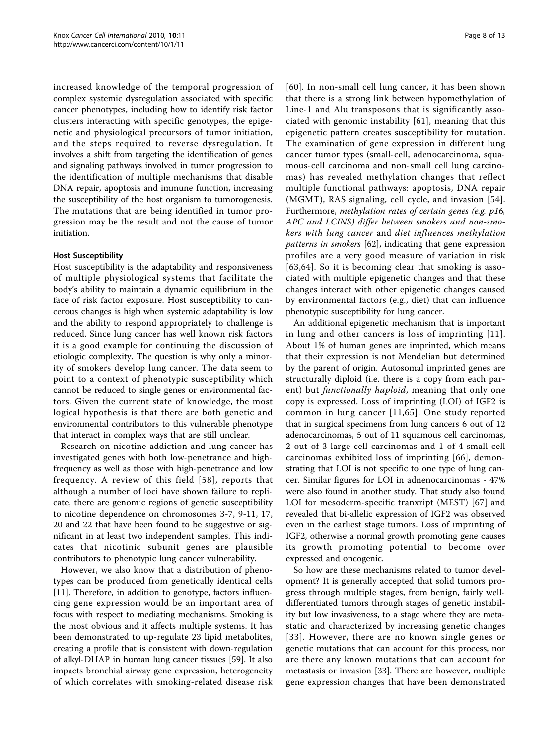increased knowledge of the temporal progression of complex systemic dysregulation associated with specific cancer phenotypes, including how to identify risk factor clusters interacting with specific genotypes, the epigenetic and physiological precursors of tumor initiation, and the steps required to reverse dysregulation. It involves a shift from targeting the identification of genes and signaling pathways involved in tumor progression to the identification of multiple mechanisms that disable DNA repair, apoptosis and immune function, increasing the susceptibility of the host organism to tumorogenesis. The mutations that are being identified in tumor progression may be the result and not the cause of tumor initiation.

### Host Susceptibility

Host susceptibility is the adaptability and responsiveness of multiple physiological systems that facilitate the body's ability to maintain a dynamic equilibrium in the face of risk factor exposure. Host susceptibility to cancerous changes is high when systemic adaptability is low and the ability to respond appropriately to challenge is reduced. Since lung cancer has well known risk factors it is a good example for continuing the discussion of etiologic complexity. The question is why only a minority of smokers develop lung cancer. The data seem to point to a context of phenotypic susceptibility which cannot be reduced to single genes or environmental factors. Given the current state of knowledge, the most logical hypothesis is that there are both genetic and environmental contributors to this vulnerable phenotype that interact in complex ways that are still unclear.

Research on nicotine addiction and lung cancer has investigated genes with both low-penetrance and high-frequency as well as those with high-penetrance and low frequency. A review of this field [58], reports that although a number of loci have shown failure to replicate, there are genomic regions of genetic susceptibility to nicotine dependence on chromosomes 3-7, 9-11, 17, 20 and 22 that have been found to be suggestive or significant in at least two independent samples. This indicates that nicotinic subunit genes are plausible contributors to phenotypic lung cancer vulnerability.

However, we also know that a distribution of phenotypes can be produced from genetically identical cells [11]. Therefore, in addition to genotype, factors influencing gene expression would be an important area of focus with respect to mediating mechanisms. Smoking is the most obvious and it affects multiple systems. It has been demonstrated to up-regulate 23 lipid metabolites, creating a profile that is consistent with down-regulation of alkyl-DHAP in human lung cancer tissues [59]. It also impacts bronchial airway gene expression, heterogeneity of which correlates with smoking-related disease risk [60]. In non-small cell lung cancer, it has been shown that there is a strong link between hypomethylation of Line-1 and Alu transposons that is significantly associated with genomic instability [61], meaning that this epigenetic pattern creates susceptibility for mutation. The examination of gene expression in different lung cancer tumor types (small-cell, adenocarcinoma, squamous-cell carcinoma and non-small cell lung carcinomas) has revealed methylation changes that reflect multiple functional pathways: apoptosis, DNA repair (MGMT), RAS signaling, cell cycle, and invasion [54]. Furthermore, *methylation rates of certain genes (e.g. p16, APC and LCINS) differ between smokers and non-smokers with lung cancer* and *diet influences methylation patterns in smokers* [62], indicating that gene expression profiles are a very good measure of variation in risk [63,64]. So it is becoming clear that smoking is associated with multiple epigenetic changes and that these changes interact with other epigenetic changes caused by environmental factors (e.g., diet) that can influence phenotypic susceptibility for lung cancer.

An additional epigenetic mechanism that is important in lung and other cancers is loss of imprinting [11]. About 1% of human genes are imprinted, which means that their expression is not Mendelian but determined by the parent of origin. Autosomal imprinted genes are structurally diploid (i.e. there is a copy from each parent) but *functionally haploid*, meaning that only one copy is expressed. Loss of imprinting (LOI) of IGF2 is common in lung cancer [11,65]. One study reported that in surgical specimens from lung cancers 6 out of 12 adenocarcinomas, 5 out of 11 squamous cell carcinomas, 2 out of 3 large cell carcinomas and 1 of 4 small cell carcinomas exhibited loss of imprinting [66], demonstrating that LOI is not specific to one type of lung cancer. Similar figures for LOI in adnenocarcinomas - 47% were also found in another study. That study also found LOI for mesoderm-specific tranxript (MEST) [67] and revealed that bi-allelic expression of IGF2 was observed even in the earliest stage tumors. Loss of imprinting of IGF2, otherwise a normal growth promoting gene causes its growth promoting potential to become over expressed and oncogenic.

So how are these mechanisms related to tumor development? It is generally accepted that solid tumors progress through multiple stages, from benign, fairly well-differentiated tumors through stages of genetic instability but low invasiveness, to a stage where they are metastatic and characterized by increasing genetic changes [33]. However, there are no known single genes or genetic mutations that can account for this process, nor are there any known mutations that can account for metastasis or invasion [33]. There are however, multiple gene expression changes that have been demonstrated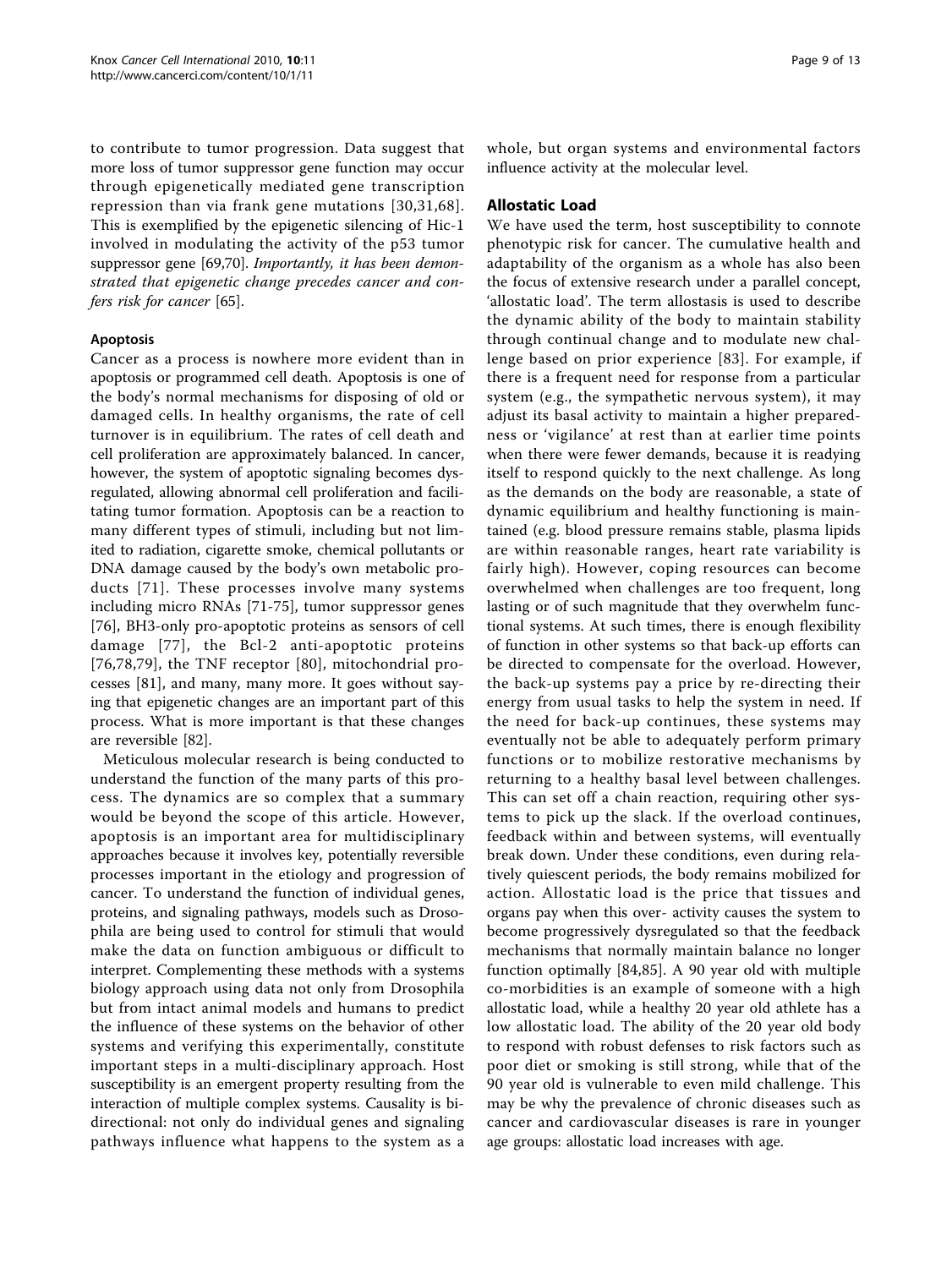to contribute to tumor progression. Data suggest that more loss of tumor suppressor gene function may occur through epigenetically mediated gene transcription repression than via frank gene mutations [30,31,68]. This is exemplified by the epigenetic silencing of Hic-1 involved in modulating the activity of the p53 tumor suppressor gene [69,70]. *Importantly, it has been demonstrated that epigenetic change precedes cancer and confers risk for cancer* [65].

### Apoptosis

Cancer as a process is nowhere more evident than in apoptosis or programmed cell death. Apoptosis is one of the body's normal mechanisms for disposing of old or damaged cells. In healthy organisms, the rate of cell turnover is in equilibrium. The rates of cell death and cell proliferation are approximately balanced. In cancer, however, the system of apoptotic signaling becomes dysregulated, allowing abnormal cell proliferation and facilitating tumor formation. Apoptosis can be a reaction to many different types of stimuli, including but not limited to radiation, cigarette smoke, chemical pollutants or DNA damage caused by the body's own metabolic products [71]. These processes involve many systems including micro RNAs [71-75], tumor suppressor genes [76], BH3-only pro-apoptotic proteins as sensors of cell damage [77], the Bcl-2 anti-apoptotic proteins [76,78,79], the TNF receptor [80], mitochondrial processes [81], and many, many more. It goes without saying that epigenetic changes are an important part of this process. What is more important is that these changes are reversible [82].

Meticulous molecular research is being conducted to understand the function of the many parts of this process. The dynamics are so complex that a summary would be beyond the scope of this article. However, apoptosis is an important area for multidisciplinary approaches because it involves key, potentially reversible processes important in the etiology and progression of cancer. To understand the function of individual genes, proteins, and signaling pathways, models such as Drosophila are being used to control for stimuli that would make the data on function ambiguous or difficult to interpret. Complementing these methods with a systems biology approach using data not only from Drosophila but from intact animal models and humans to predict the influence of these systems on the behavior of other systems and verifying this experimentally, constitute important steps in a multi-disciplinary approach. Host susceptibility is an emergent property resulting from the interaction of multiple complex systems. Causality is bi-directional: not only do individual genes and signaling pathways influence what happens to the system as a whole, but organ systems and environmental factors influence activity at the molecular level.

## Allostatic Load

We have used the term, host susceptibility to connote phenotypic risk for cancer. The cumulative health and adaptability of the organism as a whole has also been the focus of extensive research under a parallel concept, 'allostatic load'. The term allostasis is used to describe the dynamic ability of the body to maintain stability through continual change and to modulate new challenge based on prior experience [83]. For example, if there is a frequent need for response from a particular system (e.g., the sympathetic nervous system), it may adjust its basal activity to maintain a higher preparedness or 'vigilance' at rest than at earlier time points when there were fewer demands, because it is readying itself to respond quickly to the next challenge. As long as the demands on the body are reasonable, a state of dynamic equilibrium and healthy functioning is maintained (e.g. blood pressure remains stable, plasma lipids are within reasonable ranges, heart rate variability is fairly high). However, coping resources can become overwhelmed when challenges are too frequent, long lasting or of such magnitude that they overwhelm functional systems. At such times, there is enough flexibility of function in other systems so that back-up efforts can be directed to compensate for the overload. However, the back-up systems pay a price by re-directing their energy from usual tasks to help the system in need. If the need for back-up continues, these systems may eventually not be able to adequately perform primary functions or to mobilize restorative mechanisms by returning to a healthy basal level between challenges. This can set off a chain reaction, requiring other systems to pick up the slack. If the overload continues, feedback within and between systems, will eventually break down. Under these conditions, even during relatively quiescent periods, the body remains mobilized for action. Allostatic load is the price that tissues and organs pay when this over- activity causes the system to become progressively dysregulated so that the feedback mechanisms that normally maintain balance no longer function optimally [84,85]. A 90 year old with multiple co-morbidities is an example of someone with a high allostatic load, while a healthy 20 year old athlete has a low allostatic load. The ability of the 20 year old body to respond with robust defenses to risk factors such as poor diet or smoking is still strong, while that of the 90 year old is vulnerable to even mild challenge. This may be why the prevalence of chronic diseases such as cancer and cardiovascular diseases is rare in younger age groups: allostatic load increases with age.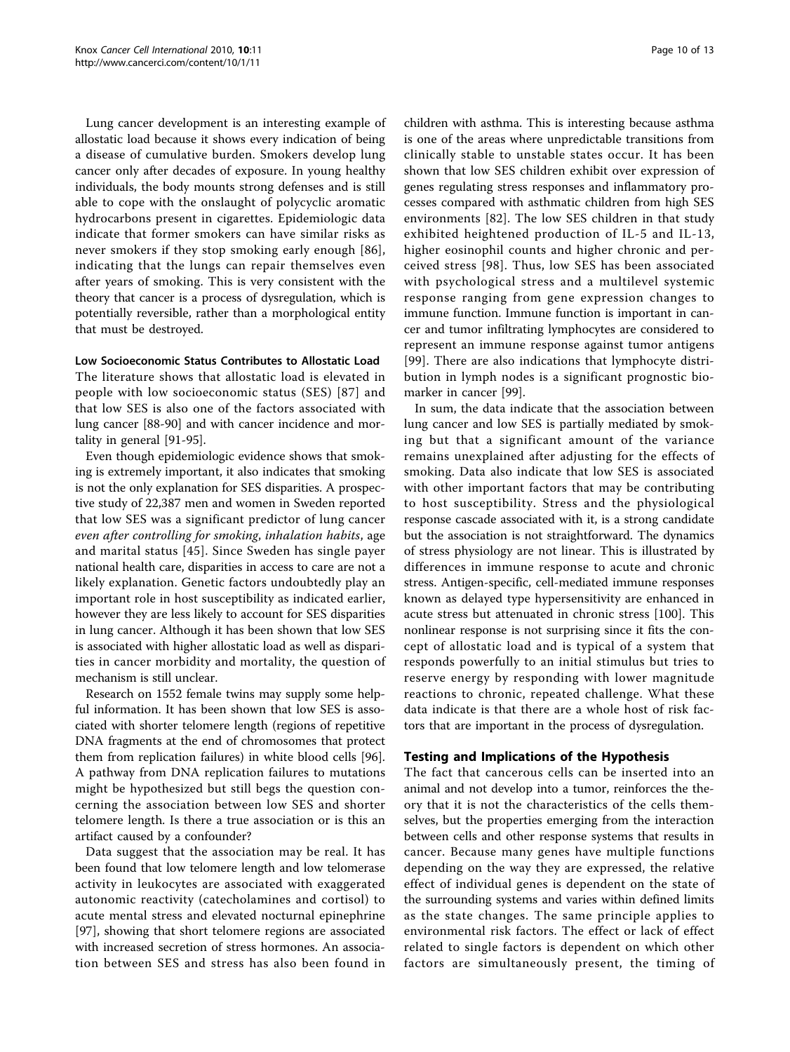Lung cancer development is an interesting example of allostatic load because it shows every indication of being a disease of cumulative burden. Smokers develop lung cancer only after decades of exposure. In young healthy individuals, the body mounts strong defenses and is still able to cope with the onslaught of polycyclic aromatic hydrocarbons present in cigarettes. Epidemiologic data indicate that former smokers can have similar risks as never smokers if they stop smoking early enough [86], indicating that the lungs can repair themselves even after years of smoking. This is very consistent with the theory that cancer is a process of dysregulation, which is potentially reversible, rather than a morphological entity that must be destroyed.

#### Low Socioeconomic Status Contributes to Allostatic Load

The literature shows that allostatic load is elevated in people with low socioeconomic status (SES) [87] and that low SES is also one of the factors associated with lung cancer [88-90] and with cancer incidence and mortality in general [91-95].

Even though epidemiologic evidence shows that smoking is extremely important, it also indicates that smoking is not the only explanation for SES disparities. A prospective study of 22,387 men and women in Sweden reported that low SES was a significant predictor of lung cancer *even after controlling for smoking, inhalation habits*, age and marital status [45]. Since Sweden has single payer national health care, disparities in access to care are not a likely explanation. Genetic factors undoubtedly play an important role in host susceptibility as indicated earlier, however they are less likely to account for SES disparities in lung cancer. Although it has been shown that low SES is associated with higher allostatic load as well as disparities in cancer morbidity and mortality, the question of mechanism is still unclear.

Research on 1552 female twins may supply some helpful information. It has been shown that low SES is associated with shorter telomere length (regions of repetitive DNA fragments at the end of chromosomes that protect them from replication failures) in white blood cells [96]. A pathway from DNA replication failures to mutations might be hypothesized but still begs the question concerning the association between low SES and shorter telomere length. Is there a true association or is this an artifact caused by a confounder?

Data suggest that the association may be real. It has been found that low telomere length and low telomerase activity in leukocytes are associated with exaggerated autonomic reactivity (catecholamines and cortisol) to acute mental stress and elevated nocturnal epinephrine [97], showing that short telomere regions are associated with increased secretion of stress hormones. An association between SES and stress has also been found in children with asthma. This is interesting because asthma is one of the areas where unpredictable transitions from clinically stable to unstable states occur. It has been shown that low SES children exhibit over expression of genes regulating stress responses and inflammatory processes compared with asthmatic children from high SES environments [82]. The low SES children in that study exhibited heightened production of IL-5 and IL-13, higher eosinophil counts and higher chronic and perceived stress [98]. Thus, low SES has been associated with psychological stress and a multilevel systemic response ranging from gene expression changes to immune function. Immune function is important in cancer and tumor infiltrating lymphocytes are considered to represent an immune response against tumor antigens [99]. There are also indications that lymphocyte distribution in lymph nodes is a significant prognostic biomarker in cancer [99].

In sum, the data indicate that the association between lung cancer and low SES is partially mediated by smoking but that a significant amount of the variance remains unexplained after adjusting for the effects of smoking. Data also indicate that low SES is associated with other important factors that may be contributing to host susceptibility. Stress and the physiological response cascade associated with it, is a strong candidate but the association is not straightforward. The dynamics of stress physiology are not linear. This is illustrated by differences in immune response to acute and chronic stress. Antigen-specific, cell-mediated immune responses known as delayed type hypersensitivity are enhanced in acute stress but attenuated in chronic stress [100]. This nonlinear response is not surprising since it fits the concept of allostatic load and is typical of a system that responds powerfully to an initial stimulus but tries to reserve energy by responding with lower magnitude reactions to chronic, repeated challenge. What these data indicate is that there are a whole host of risk factors that are important in the process of dysregulation.

### Testing and Implications of the Hypothesis

The fact that cancerous cells can be inserted into an animal and not develop into a tumor, reinforces the theory that it is not the characteristics of the cells themselves, but the properties emerging from the interaction between cells and other response systems that results in cancer. Because many genes have multiple functions depending on the way they are expressed, the relative effect of individual genes is dependent on the state of the surrounding systems and varies within defined limits as the state changes. The same principle applies to environmental risk factors. The effect or lack of effect related to single factors is dependent on which other factors are simultaneously present, the timing of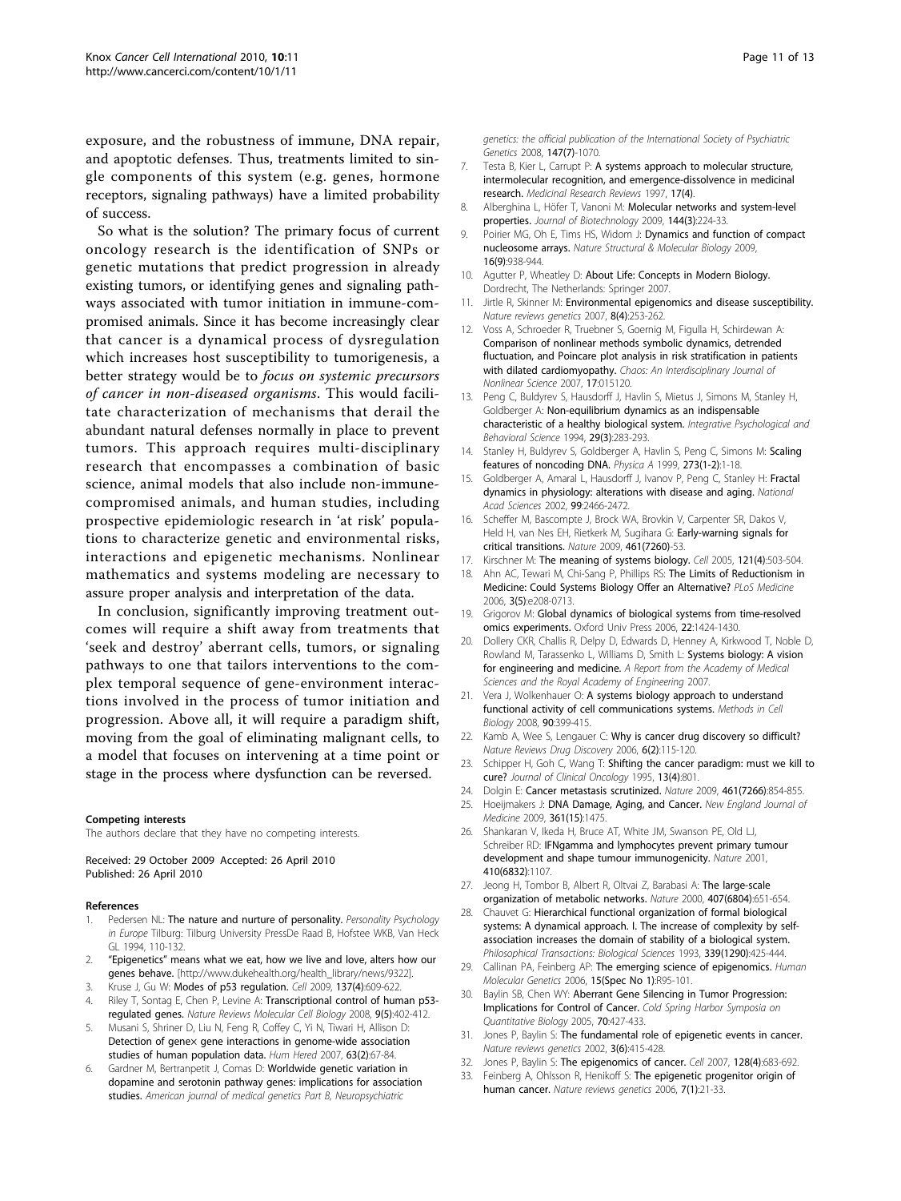exposure, and the robustness of immune, DNA repair, and apoptotic defenses. Thus, treatments limited to single components of this system (e.g. genes, hormone receptors, signaling pathways) have a limited probability of success.

So what is the solution? The primary focus of current oncology research is the identification of SNPs or genetic mutations that predict progression in already existing tumors, or identifying genes and signaling pathways associated with tumor initiation in immune-compromised animals. Since it has become increasingly clear that cancer is a dynamical process of dysregulation which increases host susceptibility to tumorigenesis, a better strategy would be to *focus on systemic precursors of cancer in non-diseased organisms*. This would facilitate characterization of mechanisms that derail the abundant natural defenses normally in place to prevent tumors. This approach requires multi-disciplinary research that encompasses a combination of basic science, animal models that also include non-immune-compromised animals, and human studies, including prospective epidemiologic research in 'at risk' populations to characterize genetic and environmental risks, interactions and epigenetic mechanisms. Nonlinear mathematics and systems modeling are necessary to assure proper analysis and interpretation of the data.

In conclusion, significantly improving treatment outcomes will require a shift away from treatments that 'seek and destroy' aberrant cells, tumors, or signaling pathways to one that tailors interventions to the complex temporal sequence of gene-environment interactions involved in the process of tumor initiation and progression. Above all, it will require a paradigm shift, moving from the goal of eliminating malignant cells, to a model that focuses on intervening at a time point or stage in the process where dysfunction can be reversed.

#### Competing interests
The authors declare that they have no competing interests.

Received: 29 October 2009 Accepted: 26 April 2010
Published: 26 April 2010

#### References

1. Pedersen NL: **The nature and nurture of personality.** *Personality Psychology in Europe* Tilburg: Tilburg University PressDe Raad B, Hofstee WKB, Van Heck GL 1994, 110-132.
2. **"Epigenetics" means what we eat, how we live and love, alters how our genes behave.** [http://www.dukehealth.org/health_library/news/9322].
3. Kruse J, Gu W: **Modes of p53 regulation.** *Cell* 2009, **137(4)**:609-622.
4. Riley T, Sontag E, Chen P, Levine A: **Transcriptional control of human p53-regulated genes.** *Nature Reviews Molecular Cell Biology* 2008, **9(5)**:402-412.
5. Musani S, Shriner D, Liu N, Feng R, Coffey C, Yi N, Tiwari H, Allison D: **Detection of gene× gene interactions in genome-wide association studies of human population data.** *Hum Hered* 2007, **63(2)**:67-84.
6. Gardner M, Bertranpetit J, Comas D: **Worldwide genetic variation in dopamine and serotonin pathway genes: implications for association studies.** *American journal of medical genetics Part B, Neuropsychiatric genetics: the official publication of the International Society of Psychiatric Genetics* 2008, **147(7)**-1070.
7. Testa B, Kier L, Carrupt P: **A systems approach to molecular structure, intermolecular recognition, and emergence-dissolvence in medicinal research.** *Medicinal Research Reviews* 1997, **17(4)**.
8. Alberghina L, Höfer T, Vanoni M: **Molecular networks and system-level properties.** *Journal of Biotechnology* 2009, **144(3)**:224-33.
9. Poirier MG, Oh E, Tims HS, Widom J: **Dynamics and function of compact nucleosome arrays.** *Nature Structural & Molecular Biology* 2009, **16(9)**:938-944.
10. Agutter P, Wheatley D: **About Life: Concepts in Modern Biology.** Dordrecht, The Netherlands: Springer 2007.
11. Jirtle R, Skinner M: **Environmental epigenomics and disease susceptibility.** *Nature reviews genetics* 2007, **8(4)**:253-262.
12. Voss A, Schroeder R, Truebner S, Goernig M, Figulla H, Schirdewan A: **Comparison of nonlinear methods symbolic dynamics, detrended fluctuation, and Poincare plot analysis in risk stratification in patients with dilated cardiomyopathy.** *Chaos: An Interdisciplinary Journal of Nonlinear Science* 2007, **17**:015120.
13. Peng C, Buldyrev S, Hausdorff J, Havlin S, Mietus J, Simons M, Stanley H, Goldberger A: **Non-equilibrium dynamics as an indispensable characteristic of a healthy biological system.** *Integrative Psychological and Behavioral Science* 1994, **29(3)**:283-293.
14. Stanley H, Buldyrev S, Goldberger A, Havlin S, Peng C, Simons M: **Scaling features of noncoding DNA.** *Physica A* 1999, **273(1-2)**:1-18.
15. Goldberger A, Amaral L, Hausdorff J, Ivanov P, Peng C, Stanley H: **Fractal dynamics in physiology: alterations with disease and aging.** *National Acad Sciences* 2002, **99**:2466-2472.
16. Scheffer M, Bascompte J, Brock WA, Brovkin V, Carpenter SR, Dakos V, Held H, van Nes EH, Rietkerk M, Sugihara G: **Early-warning signals for critical transitions.** *Nature* 2009, **461(7260)**-53.
17. Kirschner M: **The meaning of systems biology.** *Cell* 2005, **121(4)**:503-504.
18. Ahn AC, Tewari M, Chi-Sang P, Phillips RS: **The Limits of Reductionism in Medicine: Could Systems Biology Offer an Alternative?** *PLoS Medicine* 2006, **3(5)**:e208-0713.
19. Grigorov M: **Global dynamics of biological systems from time-resolved omics experiments.** Oxford Univ Press 2006, **22**:1424-1430.
20. Dollery CKR, Challis R, Delpy D, Edwards D, Henney A, Kirkwood T, Noble D, Rowland M, Tarassenko L, Williams D, Smith L: **Systems biology: A vision for engineering and medicine.** *A Report from the Academy of Medical Sciences and the Royal Academy of Engineering* 2007.
21. Vera J, Wolkenhauer O: **A systems biology approach to understand functional activity of cell communications systems.** *Methods in Cell Biology* 2008, **90**:399-415.
22. Kamb A, Wee S, Lengauer C: **Why is cancer drug discovery so difficult?** *Nature Reviews Drug Discovery* 2006, **6(2)**:115-120.
23. Schipper H, Goh C, Wang T: **Shifting the cancer paradigm: must we kill to cure?** *Journal of Clinical Oncology* 1995, **13(4)**:801.
24. Dolgin E: **Cancer metastasis scrutinized.** *Nature* 2009, **461(7266)**:854-855.
25. Hoeijmakers J: **DNA Damage, Aging, and Cancer.** *New England Journal of Medicine* 2009, **361(15)**:1475.
26. Shankaran V, Ikeda H, Bruce AT, White JM, Swanson PE, Old LJ, Schreiber RD: **IFNgamma and lymphocytes prevent primary tumour development and shape tumour immunogenicity.** *Nature* 2001, **410(6832)**:1107.
27. Jeong H, Tombor B, Albert R, Oltvai Z, Barabasi A: **The large-scale organization of metabolic networks.** *Nature* 2000, **407(6804)**:651-654.
28. Chauvet G: **Hierarchical functional organization of formal biological systems: A dynamical approach. I. The increase of complexity by self-association increases the domain of stability of a biological system.** *Philosophical Transactions: Biological Sciences* 1993, **339(1290)**:425-444.
29. Callinan PA, Feinberg AP: **The emerging science of epigenomics.** *Human Molecular Genetics* 2006, **15(Spec No 1)**:R95-101.
30. Baylin SB, Chen WY: **Aberrant Gene Silencing in Tumor Progression: Implications for Control of Cancer.** *Cold Spring Harbor Symposia on Quantitative Biology* 2005, **70**:427-433.
31. Jones P, Baylin S: **The fundamental role of epigenetic events in cancer.** *Nature reviews genetics* 2002, **3(6)**:415-428.
32. Jones P, Baylin S: **The epigenomics of cancer.** *Cell* 2007, **128(4)**:683-692.
33. Feinberg A, Ohlsson R, Henikoff S: **The epigenetic progenitor origin of human cancer.** *Nature reviews genetics* 2006, **7(1)**:21-33.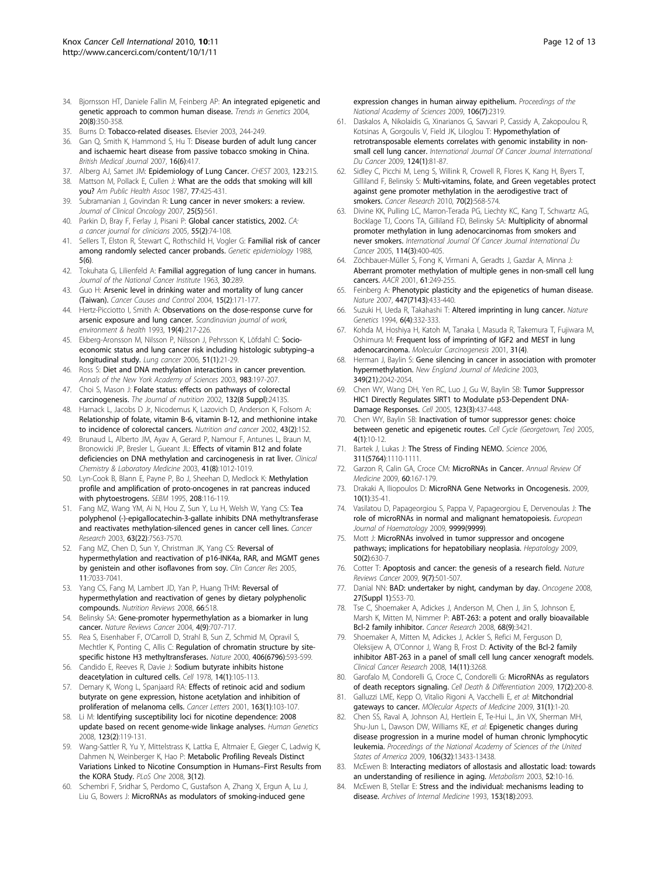34. Bjornsson HT, Daniele Fallin M, Feinberg AP: **An integrated epigenetic and genetic approach to common human disease.** *Trends in Genetics* 2004, **20(8)**:350-358.
35. Burns D: **Tobacco-related diseases.** Elsevier 2003, 244-249.
36. Gan Q, Smith K, Hammond S, Hu T: **Disease burden of adult lung cancer and ischaemic heart disease from passive tobacco smoking in China.** *British Medical Journal* 2007, **16(6)**:417.
37. Alberg AJ, Samet JM: **Epidemiology of Lung Cancer.** *CHEST* 2003, **123**:21S.
38. Mattson M, Pollack E, Cullen J: **What are the odds that smoking will kill you?** *Am Public Health Assoc* 1987, **77**:425-431.
39. Subramanian J, Govindan R: **Lung cancer in never smokers: a review.** *Journal of Clinical Oncology* 2007, **25(5)**:561.
40. Parkin D, Bray F, Ferlay J, Pisani P: **Global cancer statistics, 2002.** *CA: a cancer journal for clinicians* 2005, **55(2)**:74-108.
41. Sellers T, Elston R, Stewart C, Rothschild H, Vogler G: **Familial risk of cancer among randomly selected cancer probands.** *Genetic epidemiology* 1988, **5(6)**.
42. Tokuhata G, Lilienfeld A: **Familial aggregation of lung cancer in humans.** *Journal of the National Cancer Institute* 1963, **30**:289.
43. Guo H: **Arsenic level in drinking water and mortality of lung cancer (Taiwan).** *Cancer Causes and Control* 2004, **15(2)**:171-177.
44. Hertz-Picciotto I, Smith A: **Observations on the dose-response curve for arsenic exposure and lung cancer.** *Scandinavian journal of work, environment & health* 1993, **19(4)**:217-226.
45. Ekberg-Aronsson M, Nilsson P, Nilsson J, Pehrsson K, Löfdahl C: **Socio-economic status and lung cancer risk including histologic subtyping–a longitudinal study.** *Lung cancer* 2006, **51(1)**:21-29.
46. Ross S: **Diet and DNA methylation interactions in cancer prevention.** *Annals of the New York Academy of Sciences* 2003, **983**:197-207.
47. Choi S, Mason J: **Folate status: effects on pathways of colorectal carcinogenesis.** *The Journal of nutrition* 2002, **132(8 Suppl)**:2413S.
48. Harnack L, Jacobs D Jr, Nicodemus K, Lazovich D, Anderson K, Folsom A: **Relationship of folate, vitamin B-6, vitamin B-12, and methionine intake to incidence of colorectal cancers.** *Nutrition and cancer* 2002, **43(2)**:152.
49. Brunaud L, Alberto JM, Ayav A, Gerard P, Namour F, Antunes L, Braun M, Bronowicki JP, Bresler L, Gueant JL: **Effects of vitamin B12 and folate deficiencies on DNA methylation and carcinogenesis in rat liver.** *Clinical Chemistry & Laboratory Medicine* 2003, **41(8)**:1012-1019.
50. Lyn-Cook B, Blann E, Payne P, Bo J, Sheehan D, Medlock K: **Methylation profile and amplification of proto-oncogenes in rat pancreas induced with phytoestrogens.** *SEBM* 1995, **208**:116-119.
51. Fang MZ, Wang YM, Ai N, Hou Z, Sun Y, Lu H, Welsh W, Yang CS: **Tea polyphenol (-)-epigallocatechin-3-gallate inhibits DNA methyltransferase and reactivates methylation-silenced genes in cancer cell lines.** *Cancer Research* 2003, **63(22)**:7563-7570.
52. Fang MZ, Chen D, Sun Y, Christman JK, Yang CS: **Reversal of hypermethylation and reactivation of p16-INK4a, RAR, and MGMT genes by genistein and other isoflavones from soy.** *Clin Cancer Res* 2005, **11**:7033-7041.
53. Yang CS, Fang M, Lambert JD, Yan P, Huang THM: **Reversal of hypermethylation and reactivation of genes by dietary polyphenolic compounds.** *Nutrition Reviews* 2008, **66**:S18.
54. Belinsky SA: **Gene-promoter hypermethylation as a biomarker in lung cancer.** *Nature Reviews Cancer* 2004, **4(9)**:707-717.
55. Rea S, Eisenhaber F, O'Carroll D, Strahl B, Sun Z, Schmid M, Opravil S, Mechtler K, Ponting C, Allis C: **Regulation of chromatin structure by site-specific histone H3 methyltransferases.** *Nature* 2000, **406(6796)**:593-599.
56. Candido E, Reeves R, Davie J: **Sodium butyrate inhibits histone deacetylation in cultured cells.** *Cell* 1978, **14(1)**:105-113.
57. Demary K, Wong L, Spanjaard RA: **Effects of retinoic acid and sodium butyrate on gene expression, histone acetylation and inhibition of proliferation of melanoma cells.** *Cancer Letters* 2001, **163(1)**:103-107.
58. Li M: **Identifying susceptibility loci for nicotine dependence: 2008 update based on recent genome-wide linkage analyses.** *Human Genetics* 2008, **123(2)**:119-131.
59. Wang-Sattler R, Yu Y, Mittelstrass K, Lattka E, Altmaier E, Gieger C, Ladwig K, Dahmen N, Weinberger K, Hao P: **Metabolic Profiling Reveals Distinct Variations Linked to Nicotine Consumption in Humans–First Results from the KORA Study.** *PLoS One* 2008, **3(12)**.
60. Schembri F, Sridhar S, Perdomo C, Gustafson A, Zhang X, Ergun A, Lu J, Liu G, Bowers J: **MicroRNAs as modulators of smoking-induced gene expression changes in human airway epithelium.** *Proceedings of the National Academy of Sciences* 2009, **106(7)**:2319.
61. Daskalos A, Nikolaidis G, Xinarianos G, Savvari P, Cassidy A, Zakopoulou R, Kotsinas A, Gorgoulis V, Field JK, Liloglou T: **Hypomethylation of retrotransposable elements correlates with genomic instability in non-small cell lung cancer.** *International Journal Of Cancer Journal International Du Cancer* 2009, **124(1)**:81-87.
62. Sidley C, Picchi M, Leng S, Willink R, Crowell R, Flores K, Kang H, Byers T, Gilliland F, Belinsky S: **Multi-vitamins, folate, and Green vegetables protect against gene promoter methylation in the aerodigestive tract of smokers.** *Cancer Research* 2010, **70(2)**:568-574.
63. Divine KK, Pulling LC, Marron-Terada PG, Liechty KC, Kang T, Schwartz AG, Bocklage TJ, Coons TA, Gilliland FD, Belinsky SA: **Multiplicity of abnormal promoter methylation in lung adenocarcinomas from smokers and never smokers.** *International Journal Of Cancer Journal International Du Cancer* 2005, **114(3)**:400-405.
64. Zöchbauer-Müller S, Fong K, Virmani A, Geradts J, Gazdar A, Minna J: **Aberrant promoter methylation of multiple genes in non-small cell lung cancers.** *AACR* 2001, **61**:249-255.
65. Feinberg A: **Phenotypic plasticity and the epigenetics of human disease.** *Nature* 2007, **447(7143)**:433-440.
66. Suzuki H, Ueda R, Takahashi T: **Altered imprinting in lung cancer.** *Nature Genetics* 1994, **6(4)**:332-333.
67. Kohda M, Hoshiya H, Katoh M, Tanaka I, Masuda R, Takemura T, Fujiwara M, Oshimura M: **Frequent loss of imprinting of IGF2 and MEST in lung adenocarcinoma.** *Molecular Carcinogenesis* 2001, **31(4)**.
68. Herman J, Baylin S: **Gene silencing in cancer in association with promoter hypermethylation.** *New England Journal of Medicine* 2003, **349(21)**:2042-2054.
69. Chen WY, Wang DH, Yen RC, Luo J, Gu W, Baylin SB: **Tumor Suppressor HIC1 Directly Regulates SIRT1 to Modulate p53-Dependent DNA-Damage Responses.** *Cell* 2005, **123(3)**:437-448.
70. Chen WY, Baylin SB: **Inactivation of tumor suppressor genes: choice between genetic and epigenetic routes.** *Cell Cycle (Georgetown, Tex)* 2005, **4(1)**:10-12.
71. Bartek J, Lukas J: **The Stress of Finding NEMO.** *Science* 2006, **311(5764)**:1110-1111.
72. Garzon R, Calin GA, Croce CM: **MicroRNAs in Cancer.** *Annual Review Of Medicine* 2009, **60**:167-179.
73. Drakaki A, Iliopoulos D: **MicroRNA Gene Networks in Oncogenesis.** 2009, **10(1)**:35-41.
74. Vasilatou D, Papageorgiou S, Pappa V, Papageorgiou E, Dervenoulas J: **The role of microRNAs in normal and malignant hematopoiesis.** *European Journal of Haematology* 2009, **9999(9999)**.
75. Mott J: **MicroRNAs involved in tumor suppressor and oncogene pathways; implications for hepatobiliary neoplasia.** *Hepatology* 2009, **50(2)**:630-7.
76. Cotter T: **Apoptosis and cancer: the genesis of a research field.** *Nature Reviews Cancer* 2009, **9(7)**:501-507.
77. Danial NN: **BAD: undertaker by night, candyman by day.** *Oncogene* 2008, **27(Suppl 1)**:S53-70.
78. Tse C, Shoemaker A, Adickes J, Anderson M, Chen J, Jin S, Johnson E, Marsh K, Mitten M, Nimmer P: **ABT-263: a potent and orally bioavailable Bcl-2 family inhibitor.** *Cancer Research* 2008, **68(9)**:3421.
79. Shoemaker A, Mitten M, Adickes J, Ackler S, Refici M, Ferguson D, Oleksijew A, O'Connor J, Wang B, Frost D: **Activity of the Bcl-2 family inhibitor ABT-263 in a panel of small cell lung cancer xenograft models.** *Clinical Cancer Research* 2008, **14(11)**:3268.
80. Garofalo M, Condorelli G, Croce C, Condorelli G: **MicroRNAs as regulators of death receptors signaling.** *Cell Death & Differentiation* 2009, **17(2)**:200-8.
81. Galluzzi LME, Kepp O, Vitalio Rigoni A, Vacchelli E, *et al*: **Mitchondrial gateways to cancer.** *MOlecular Aspects of Medicine* 2009, **31(1)**:1-20.
82. Chen SS, Raval A, Johnson AJ, Hertlein E, Te-Hui L, Jin VX, Sherman MH, Shu-Jun L, Dawson DW, Williams KE, *et al*: **Epigenetic changes during disease progression in a murine model of human chronic lymphocytic leukemia.** *Proceedings of the National Academy of Sciences of the United States of America* 2009, **106(32)**:13433-13438.
83. McEwen B: **Interacting mediators of allostasis and allostatic load: towards an understanding of resilience in aging.** *Metabolism* 2003, **52**:10-16.
84. McEwen B, Stellar E: **Stress and the individual: mechanisms leading to disease.** *Archives of Internal Medicine* 1993, **153(18)**:2093.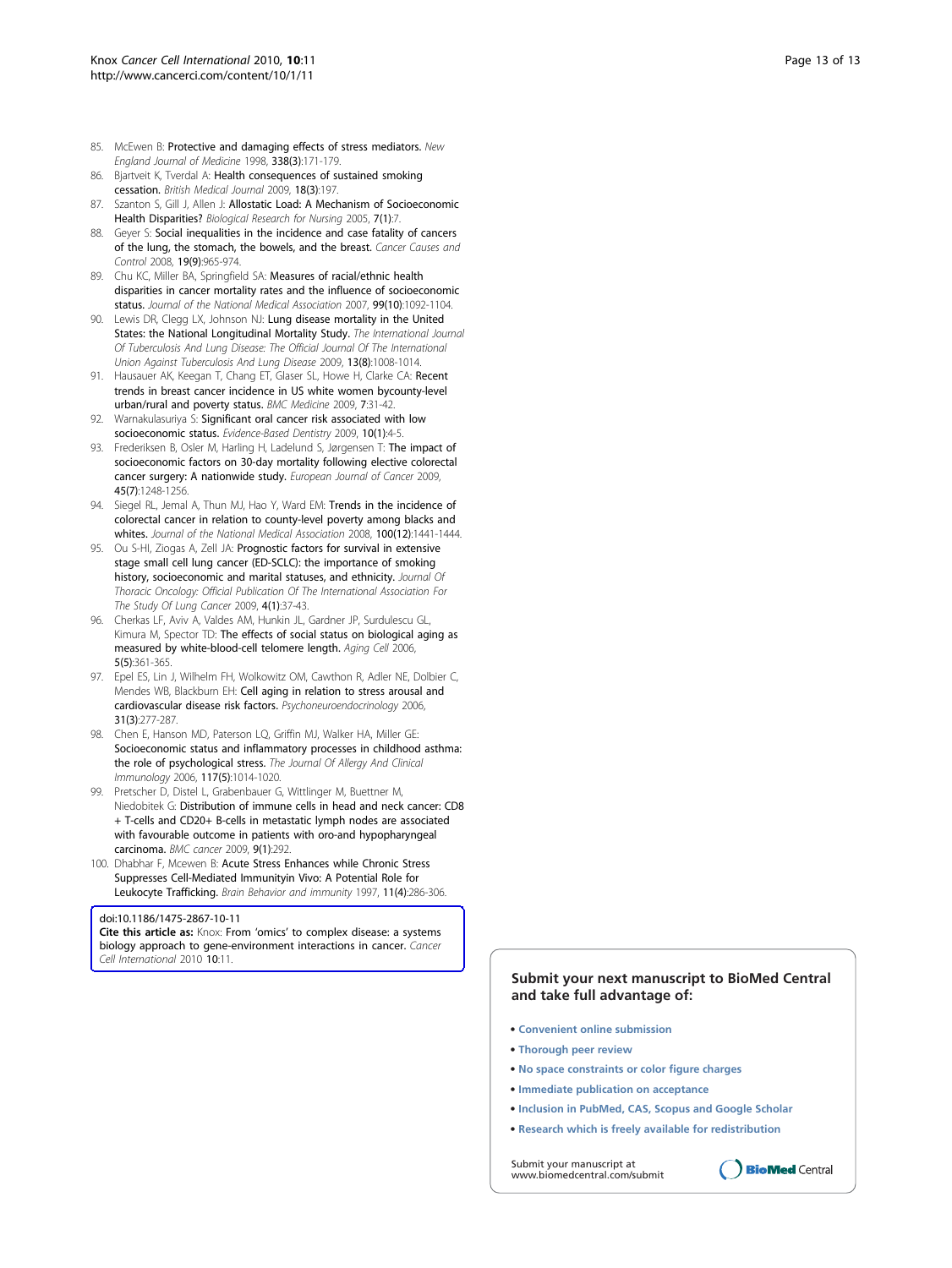85. McEwen B: **Protective and damaging effects of stress mediators.** *New England Journal of Medicine* 1998, **338(3)**:171-179.
86. Bjartveit K, Tverdal A: **Health consequences of sustained smoking cessation.** *British Medical Journal* 2009, **18(3)**:197.
87. Szanton S, Gill J, Allen J: **Allostatic Load: A Mechanism of Socioeconomic Health Disparities?** *Biological Research for Nursing* 2005, **7(1)**:7.
88. Geyer S: **Social inequalities in the incidence and case fatality of cancers of the lung, the stomach, the bowels, and the breast.** *Cancer Causes and Control* 2008, **19(9)**:965-974.
89. Chu KC, Miller BA, Springfield SA: **Measures of racial/ethnic health disparities in cancer mortality rates and the influence of socioeconomic status.** *Journal of the National Medical Association* 2007, **99(10)**:1092-1104.
90. Lewis DR, Clegg LX, Johnson NJ: **Lung disease mortality in the United States: the National Longitudinal Mortality Study.** *The International Journal Of Tuberculosis And Lung Disease: The Official Journal Of The International Union Against Tuberculosis And Lung Disease* 2009, **13(8)**:1008-1014.
91. Hausauer AK, Keegan T, Chang ET, Glaser SL, Howe H, Clarke CA: **Recent trends in breast cancer incidence in US white women bycounty-level urban/rural and poverty status.** *BMC Medicine* 2009, **7**:31-42.
92. Warnakulasuriya S: **Significant oral cancer risk associated with low socioeconomic status.** *Evidence-Based Dentistry* 2009, **10(1)**:4-5.
93. Frederiksen B, Osler M, Harling H, Ladelund S, Jørgensen T: **The impact of socioeconomic factors on 30-day mortality following elective colorectal cancer surgery: A nationwide study.** *European Journal of Cancer* 2009, **45(7)**:1248-1256.
94. Siegel RL, Jemal A, Thun MJ, Hao Y, Ward EM: **Trends in the incidence of colorectal cancer in relation to county-level poverty among blacks and whites.** *Journal of the National Medical Association* 2008, **100(12)**:1441-1444.
95. Ou S-HI, Ziogas A, Zell JA: **Prognostic factors for survival in extensive stage small cell lung cancer (ED-SCLC): the importance of smoking history, socioeconomic and marital statuses, and ethnicity.** *Journal Of Thoracic Oncology: Official Publication Of The International Association For The Study Of Lung Cancer* 2009, **4(1)**:37-43.
96. Cherkas LF, Aviv A, Valdes AM, Hunkin JL, Gardner JP, Surdulescu GL, Kimura M, Spector TD: **The effects of social status on biological aging as measured by white-blood-cell telomere length.** *Aging Cell* 2006, **5(5)**:361-365.
97. Epel ES, Lin J, Wilhelm FH, Wolkowitz OM, Cawthon R, Adler NE, Dolbier C, Mendes WB, Blackburn EH: **Cell aging in relation to stress arousal and cardiovascular disease risk factors.** *Psychoneuroendocrinology* 2006, **31(3)**:277-287.
98. Chen E, Hanson MD, Paterson LQ, Griffin MJ, Walker HA, Miller GE: **Socioeconomic status and inflammatory processes in childhood asthma: the role of psychological stress.** *The Journal Of Allergy And Clinical Immunology* 2006, **117(5)**:1014-1020.
99. Pretscher D, Distel L, Grabenbauer G, Wittlinger M, Buettner M, Niedobitek G: **Distribution of immune cells in head and neck cancer: CD8 + T-cells and CD20+ B-cells in metastatic lymph nodes are associated with favourable outcome in patients with oro-and hypopharyngeal carcinoma.** *BMC cancer* 2009, **9(1)**:292.
100. Dhabhar F, Mcewen B: **Acute Stress Enhances while Chronic Stress Suppresses Cell-Mediated Immunityin Vivo: A Potential Role for Leukocyte Trafficking.** *Brain Behavior and immunity* 1997, **11(4)**:286-306.

doi:10.1186/1475-2867-10-11
**Cite this article as:** Knox: From 'omics' to complex disease: a systems biology approach to gene-environment interactions in cancer. *Cancer Cell International* 2010 **10**:11.

**Submit your next manuscript to BioMed Central and take full advantage of:**

- Convenient online submission
- Thorough peer review
- No space constraints or color figure charges
- Immediate publication on acceptance
- Inclusion in PubMed, CAS, Scopus and Google Scholar
- Research which is freely available for redistribution

Submit your manuscript at
www.biomedcentral.com/submit

BioMed Central